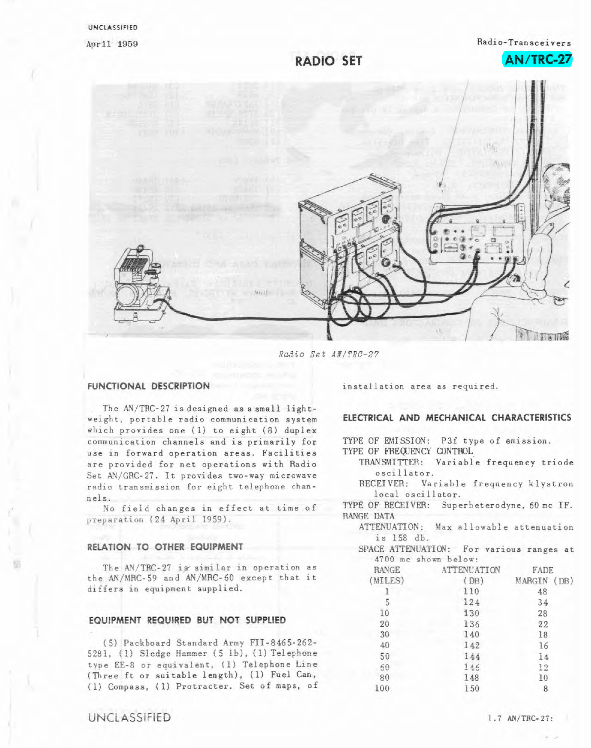UNCLASSIFIED

April 1959

Radio-Transceivers

**AN/TRC-27**

# RADIO SET

*Radio Set AN/TRC-27*

## FUNCTIONAL DESCRIPTION

The AN/TRC-27 is designed as a small lightweight, portable radio communication system which provides one (1) to eight (8) duplex communication channels and is primarily for use in forward operation areas. Facilities are provided for net operations with Radio Set AN/GRC-27. It provides two-way microwave radio transmission for eight telephone channels.

No field changes in effect at time of preparation (24 April 1959).

## RELATION TO OTHER EQUIPMENT

The AN/TRC-27 is similar in operation as the AN/MRC-59 and AN/MRC-60 except that it differs in equipment supplied.

## EQUIPMENT REQUIRED BUT NOT SUPPLIED

(5) Packboard Standard Army FII-8465-262-5281, (1) Sledge Hammer (5 lb), (1) Telephone type EE-8 or equivalent, (1) Telephone Line (Three ft or suitable length), (1) Fuel Can, (1) Compass, (1) Protracter. Set of maps, of installation area as required.

## ELECTRICAL AND MECHANICAL CHARACTERISTICS

TYPE OF EMISSION: P3f type of emission.

TYPE OF FREQUENCY CONTROL

TRANSMITTER: Variable frequency triode oscillator.

RECEIVER: Variable frequency klystron local oscillator.

TYPE OF RECEIVER: Superheterodyne, 60 mc IF.

RANGE DATA

ATTENUATION: Max allowable attenuation is 158 db.

SPACE ATTENUATION: For various ranges at 4700 mc shown below:

| RANGE (MILES) | ATTENUATION (DB) | FADE MARGIN (DB) |
|---|---|---|
| 1 | 110 | 48 |
| 5 | 124 | 34 |
| 10 | 130 | 28 |
| 20 | 136 | 22 |
| 30 | 140 | 18 |
| 40 | 142 | 16 |
| 50 | 144 | 14 |
| 60 | 146 | 12 |
| 80 | 148 | 10 |
| 100 | 150 | 8 |

UNCLASSIFIED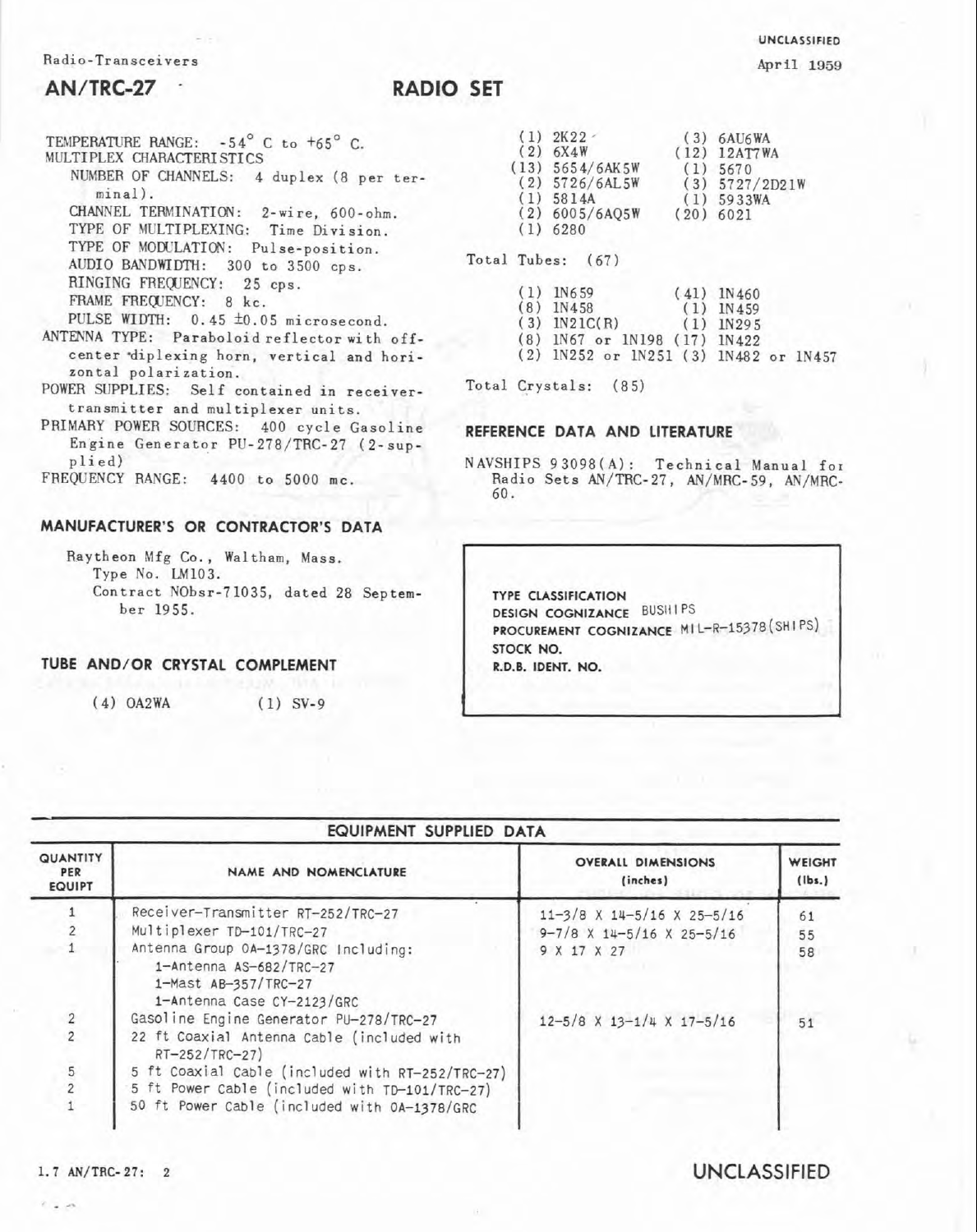Radio-Transceivers

# AN/TRC-27 RADIO SET

UNCLASSIFIED

April 1959

TEMPERATURE RANGE: -54° C to +65° C.
MULTIPLEX CHARACTERISTICS
- NUMBER OF CHANNELS: 4 duplex (8 per terminal).
- CHANNEL TERMINATION: 2-wire, 600-ohm.
- TYPE OF MULTIPLEXING: Time Division.
- TYPE OF MODULATION: Pulse-position.
- AUDIO BANDWIDTH: 300 to 3500 cps.
- RINGING FREQUENCY: 25 cps.
- FRAME FREQUENCY: 8 kc.
- PULSE WIDTH: 0.45 ±0.05 microsecond.

ANTENNA TYPE: Paraboloid reflector with off-center diplexing horn, vertical and horizontal polarization.
POWER SUPPLIES: Self contained in receiver-transmitter and multiplexer units.
PRIMARY POWER SOURCES: 400 cycle Gasoline Engine Generator PU-278/TRC-27 (2-supplied)
FREQUENCY RANGE: 4400 to 5000 mc.

## MANUFACTURER'S OR CONTRACTOR'S DATA

Raytheon Mfg Co., Waltham, Mass.
Type No. LM103.
Contract NObsr-71035, dated 28 September 1955.

## TUBE AND/OR CRYSTAL COMPLEMENT

| | |
|---|---|
| (4) OA2WA | (1) SV-9 |
| (1) 2K22 | (3) 6AU6WA |
| (2) 6X4W | (12) 12AT7WA |
| (13) 5654/6AK5W | (1) 5670 |
| (2) 5726/6AL5W | (3) 5727/2D21W |
| (1) 5814A | (1) 5933WA |
| (2) 6005/6AQ5W | (20) 6021 |
| (1) 6280 | |

Total Tubes: (67)

| | |
|---|---|
| (1) 1N659 | (41) 1N460 |
| (8) 1N458 | (1) 1N459 |
| (3) 1N21C(R) | (1) 1N295 |
| (8) 1N67 or 1N198 | (17) 1N422 |
| (2) 1N252 or 1N251 | (3) 1N482 or 1N457 |

Total Crystals: (85)

## REFERENCE DATA AND LITERATURE

NAVSHIPS 93098(A): Technical Manual for Radio Sets AN/TRC-27, AN/MRC-59, AN/MRC-60.

TYPE CLASSIFICATION
DESIGN COGNIZANCE BUSHIPS
PROCUREMENT COGNIZANCE MIL-R-15378(SHIPS)
STOCK NO.
R.D.B. IDENT. NO.

## EQUIPMENT SUPPLIED DATA

| QUANTITY PER EQUIPT | NAME AND NOMENCLATURE | OVERALL DIMENSIONS (inches) | WEIGHT (lbs.) |
|---|---|---|---|
| 1 | Receiver-Transmitter RT-252/TRC-27 | 11-3/8 X 14-5/16 X 25-5/16 | 61 |
| 2 | Multiplexer TD-101/TRC-27 | 9-7/8 X 14-5/16 X 25-5/16 | 55 |
| 1 | Antenna Group OA-1378/GRC Including: 1-Antenna AS-682/TRC-27, 1-Mast AB-357/TRC-27, 1-Antenna Case CY-2123/GRC | 9 X 17 X 27 | 58 |
| 2 | Gasoline Engine Generator PU-278/TRC-27 | 12-5/8 X 13-1/4 X 17-5/16 | 51 |
| 2 | 22 ft Coaxial Antenna Cable (included with RT-252/TRC-27) | | |
| 5 | 5 ft Coaxial Cable (included with RT-252/TRC-27) | | |
| 2 | 5 ft Power Cable (included with TD-101/TRC-27) | | |
| 1 | 50 ft Power Cable (included with OA-1378/GRC | | |

UNCLASSIFIED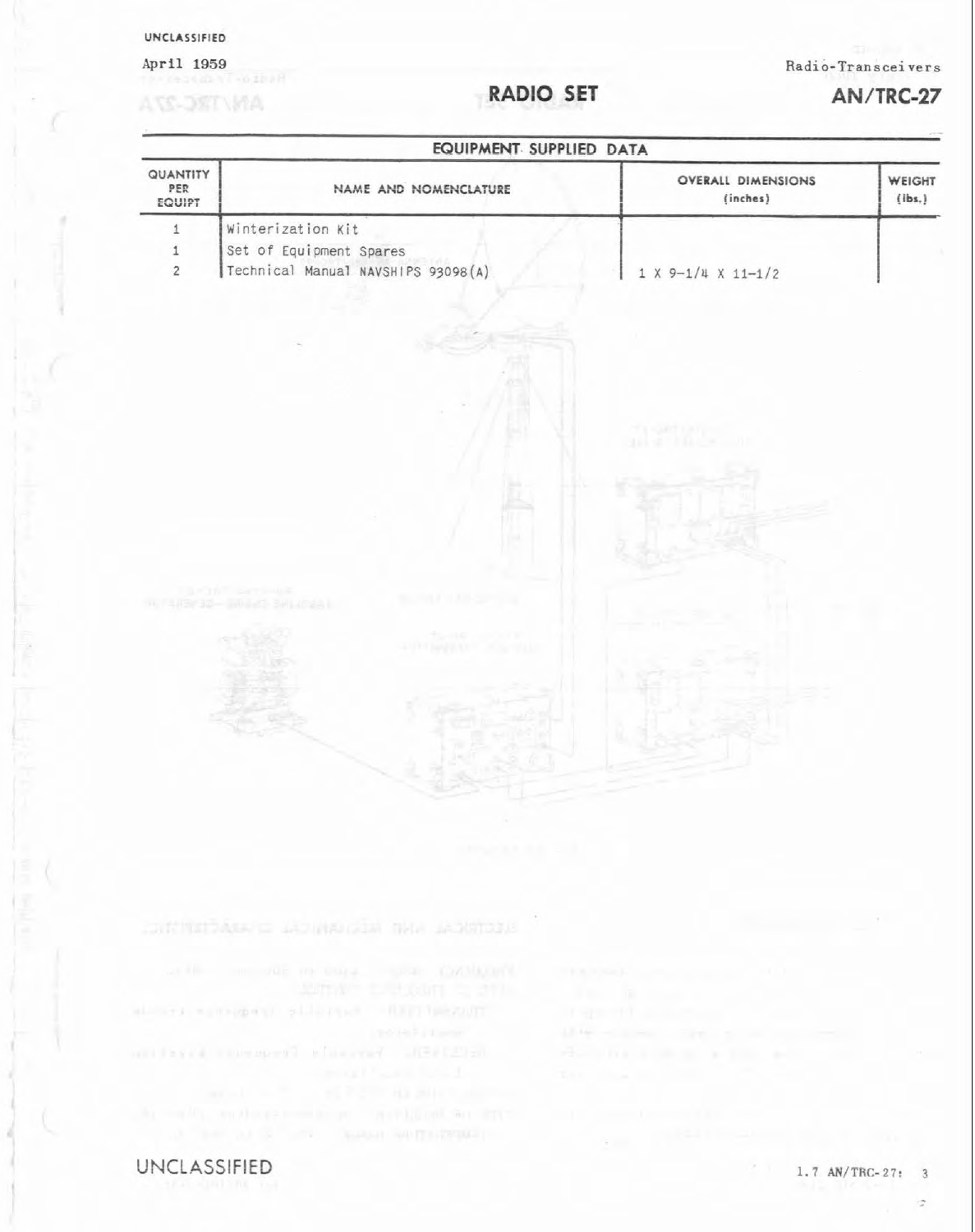UNCLASSIFIED

April 1959

Radio-Transceivers

# RADIO SET

# AN/TRC-27

## EQUIPMENT SUPPLIED DATA

| QUANTITY PER EQUIPT | NAME AND NOMENCLATURE | OVERALL DIMENSIONS (inches) | WEIGHT (lbs.) |
|---|---|---|---|
| 1 | Winterization Kit | | |
| 1 | Set of Equipment Spares | | |
| 2 | Technical Manual NAVSHIPS 93098(A) | 1 X 9-1/4 X 11-1/2 | |

UNCLASSIFIED